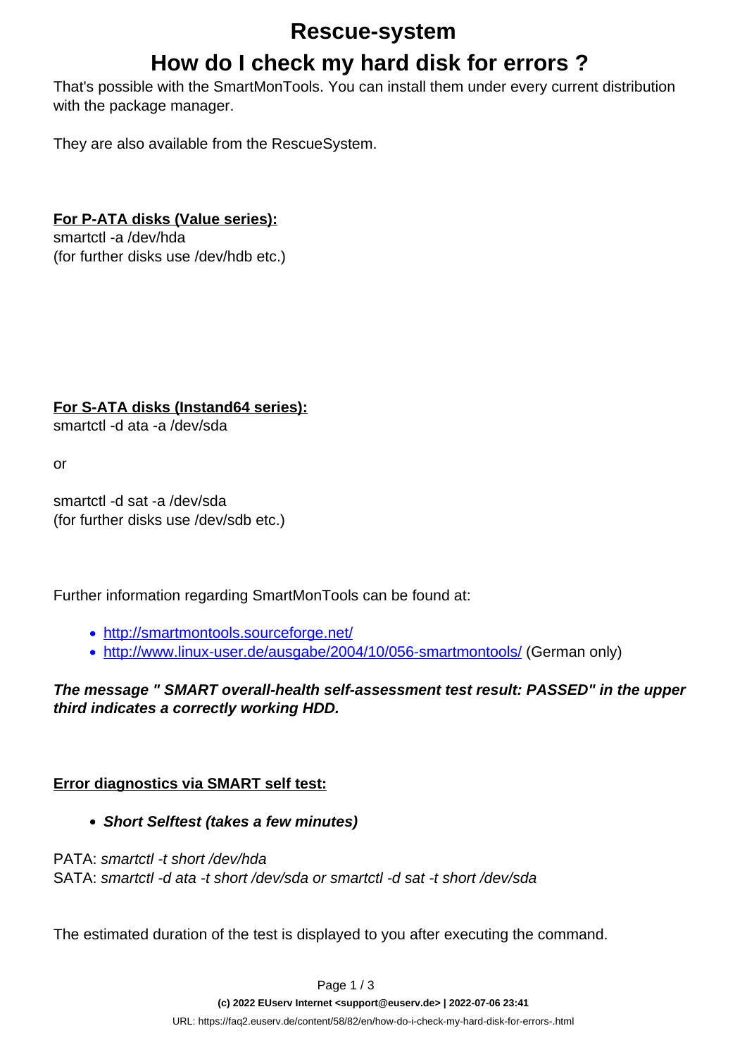# Rescue-system

## How do I check my hard disk for errors ?

That's possible with the SmartMonTools. You can install them under every current distribution with the package manager.

They are also available from the RescueSystem.

**For P-ATA disks (Value series):**
smartctl -a /dev/hda
(for further disks use /dev/hdb etc.)

**For S-ATA disks (Instand64 series):**
smartctl -d ata -a /dev/sda

or

smartctl -d sat -a /dev/sda
(for further disks use /dev/sdb etc.)

Further information regarding SmartMonTools can be found at:

- http://smartmontools.sourceforge.net/
- http://www.linux-user.de/ausgabe/2004/10/056-smartmontools/ (German only)

***The message " SMART overall-health self-assessment test result: PASSED" in the upper third indicates a correctly working HDD.***

**Error diagnostics via SMART self test:**

- ***Short Selftest (takes a few minutes)***

PATA: *smartctl -t short /dev/hda*
SATA: *smartctl -d ata -t short /dev/sda or smartctl -d sat -t short /dev/sda*

The estimated duration of the test is displayed to you after executing the command.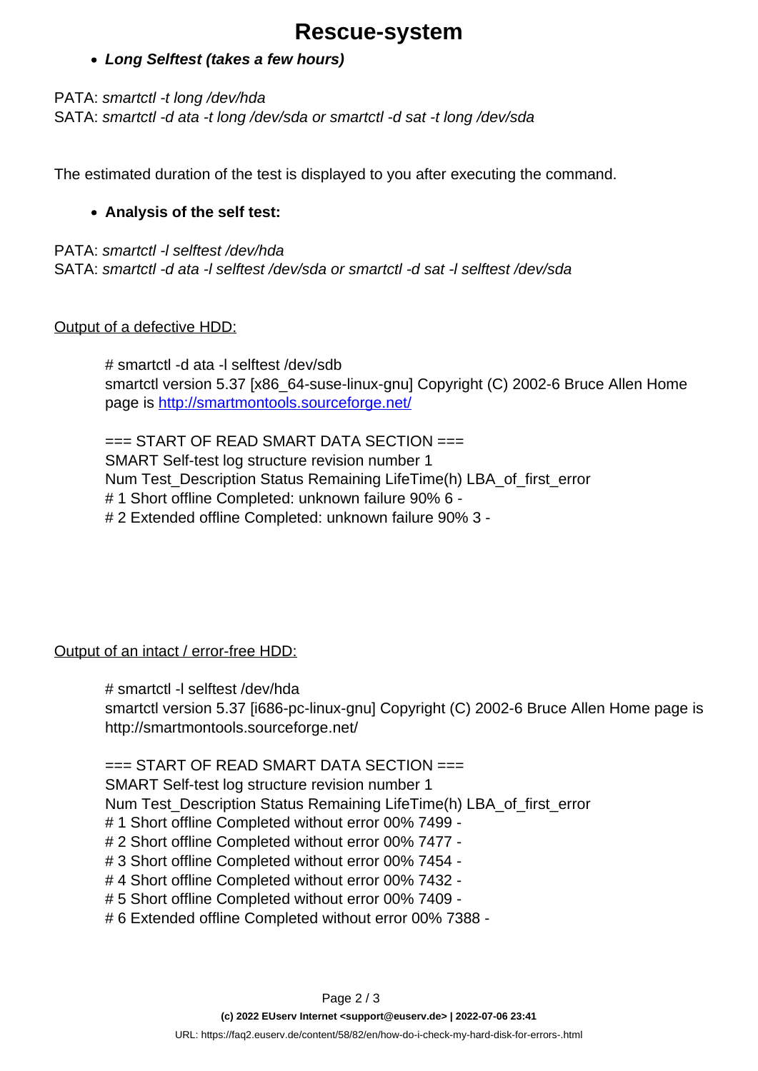- ***Long Selftest (takes a few hours)***

PATA: *smartctl -t long /dev/hda*
SATA: *smartctl -d ata -t long /dev/sda or smartctl -d sat -t long /dev/sda*

The estimated duration of the test is displayed to you after executing the command.

- **Analysis of the self test:**

PATA: *smartctl -l selftest /dev/hda*
SATA: *smartctl -d ata -l selftest /dev/sda or smartctl -d sat -l selftest /dev/sda*

Output of a defective HDD:

```
# smartctl -d ata -l selftest /dev/sdb
smartctl version 5.37 [x86_64-suse-linux-gnu] Copyright (C) 2002-6 Bruce Allen Home page is http://smartmontools.sourceforge.net/

=== START OF READ SMART DATA SECTION ===
SMART Self-test log structure revision number 1
Num Test_Description Status Remaining LifeTime(h) LBA_of_first_error
# 1 Short offline Completed: unknown failure 90% 6 -
# 2 Extended offline Completed: unknown failure 90% 3 -
```

Output of an intact / error-free HDD:

```
# smartctl -l selftest /dev/hda
smartctl version 5.37 [i686-pc-linux-gnu] Copyright (C) 2002-6 Bruce Allen Home page is http://smartmontools.sourceforge.net/

=== START OF READ SMART DATA SECTION ===
SMART Self-test log structure revision number 1
Num Test_Description Status Remaining LifeTime(h) LBA_of_first_error
# 1 Short offline Completed without error 00% 7499 -
# 2 Short offline Completed without error 00% 7477 -
# 3 Short offline Completed without error 00% 7454 -
# 4 Short offline Completed without error 00% 7432 -
# 5 Short offline Completed without error 00% 7409 -
# 6 Extended offline Completed without error 00% 7388 -
```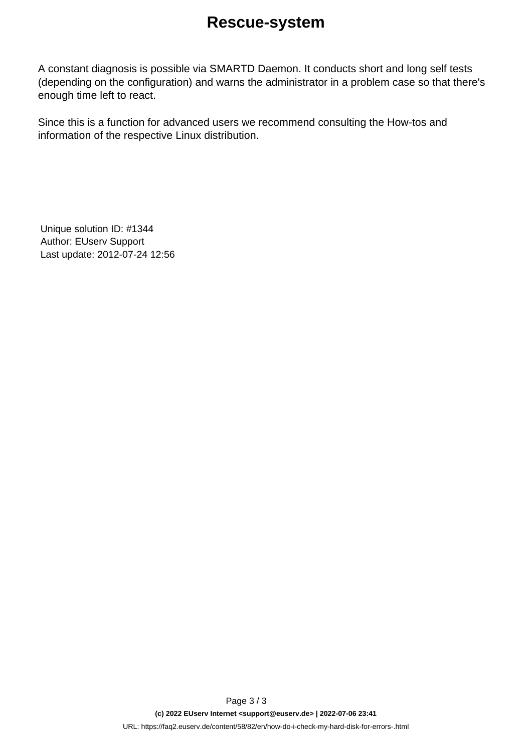A constant diagnosis is possible via SMARTD Daemon. It conducts short and long self tests (depending on the configuration) and warns the administrator in a problem case so that there's enough time left to react.

Since this is a function for advanced users we recommend consulting the How-tos and information of the respective Linux distribution.

Unique solution ID: #1344
Author: EUserv Support
Last update: 2012-07-24 12:56